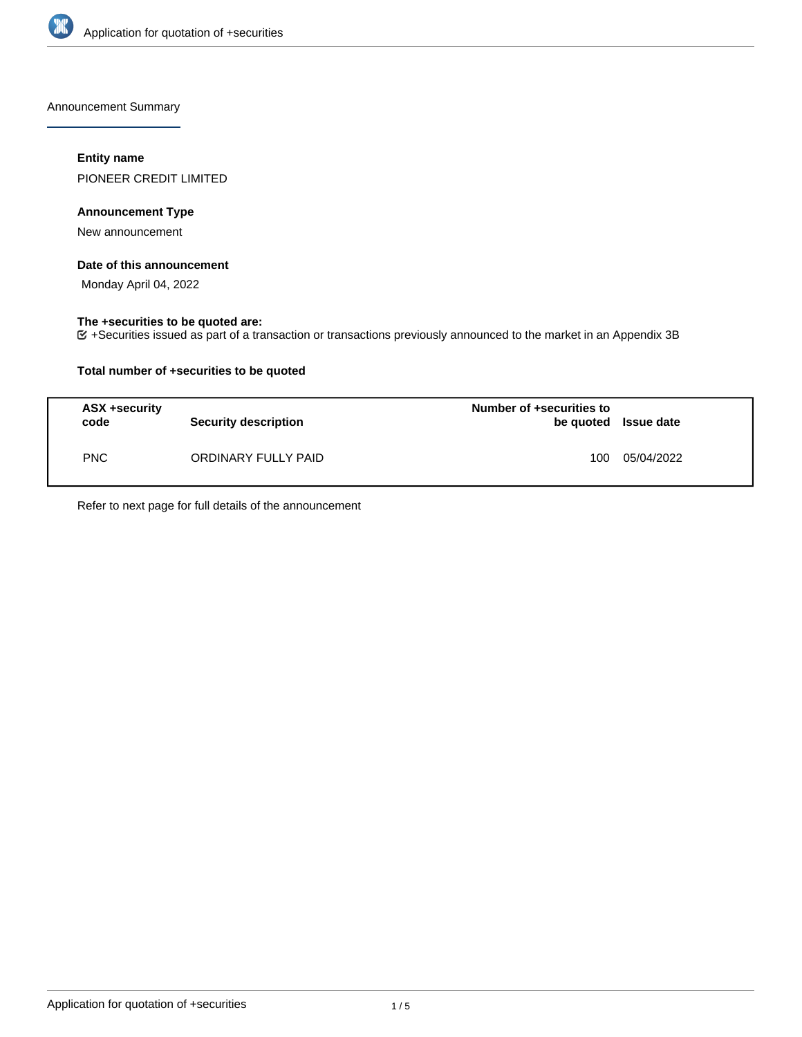Announcement Summary

**Entity name**

PIONEER CREDIT LIMITED

**Announcement Type**

New announcement

**Date of this announcement**

Monday April 04, 2022

**The +securities to be quoted are:**

+Securities issued as part of a transaction or transactions previously announced to the market in an Appendix 3B

**Total number of +securities to be quoted**

| ASX +security code | Security description | Number of +securities to be quoted | Issue date |
|---|---|---|---|
| PNC | ORDINARY FULLY PAID | 100 | 05/04/2022 |

Refer to next page for full details of the announcement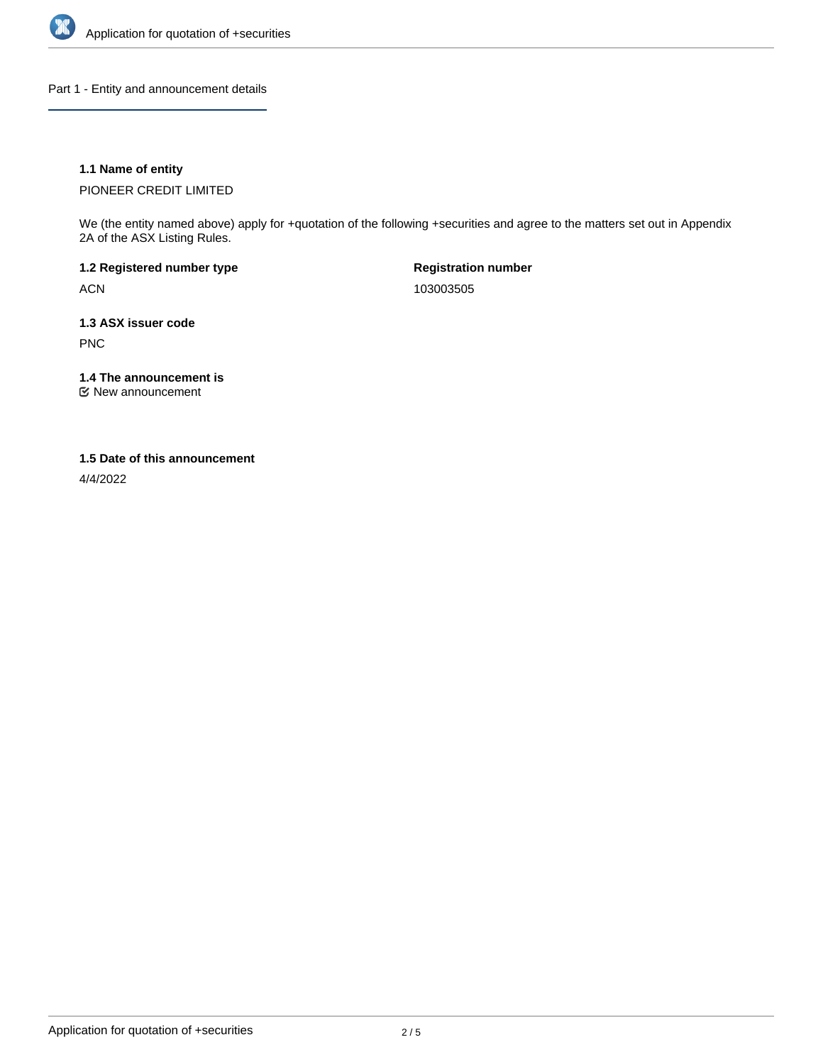## Part 1 - Entity and announcement details

### 1.1 Name of entity

PIONEER CREDIT LIMITED

We (the entity named above) apply for +quotation of the following +securities and agree to the matters set out in Appendix 2A of the ASX Listing Rules.

**1.2 Registered number type**

ACN

**Registration number**

103003505

### 1.3 ASX issuer code

PNC

### 1.4 The announcement is

☑ New announcement

### 1.5 Date of this announcement

4/4/2022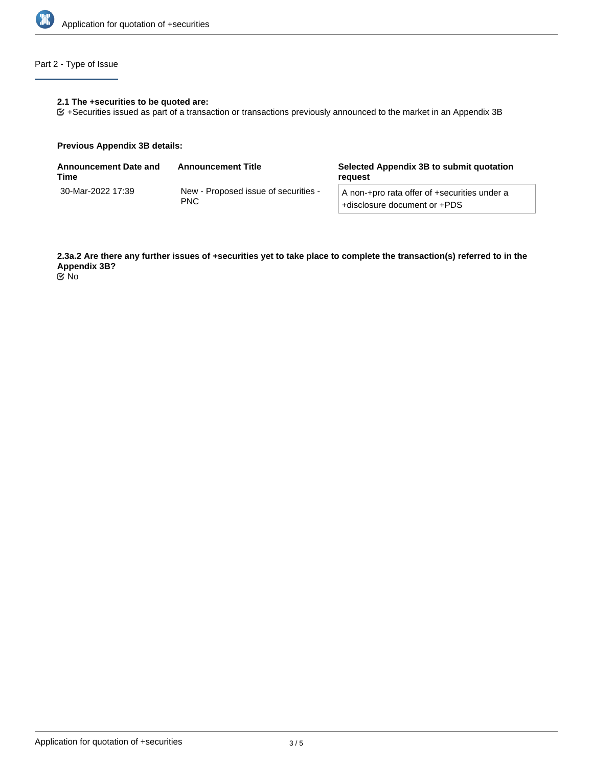## Part 2 - Type of Issue

**2.1 The +securities to be quoted are:**

☑ +Securities issued as part of a transaction or transactions previously announced to the market in an Appendix 3B

**Previous Appendix 3B details:**

| Announcement Date and Time | Announcement Title | Selected Appendix 3B to submit quotation request |
|---|---|---|
| 30-Mar-2022 17:39 | New - Proposed issue of securities - PNC | A non-+pro rata offer of +securities under a +disclosure document or +PDS |

**2.3a.2 Are there any further issues of +securities yet to take place to complete the transaction(s) referred to in the Appendix 3B?**

☑ No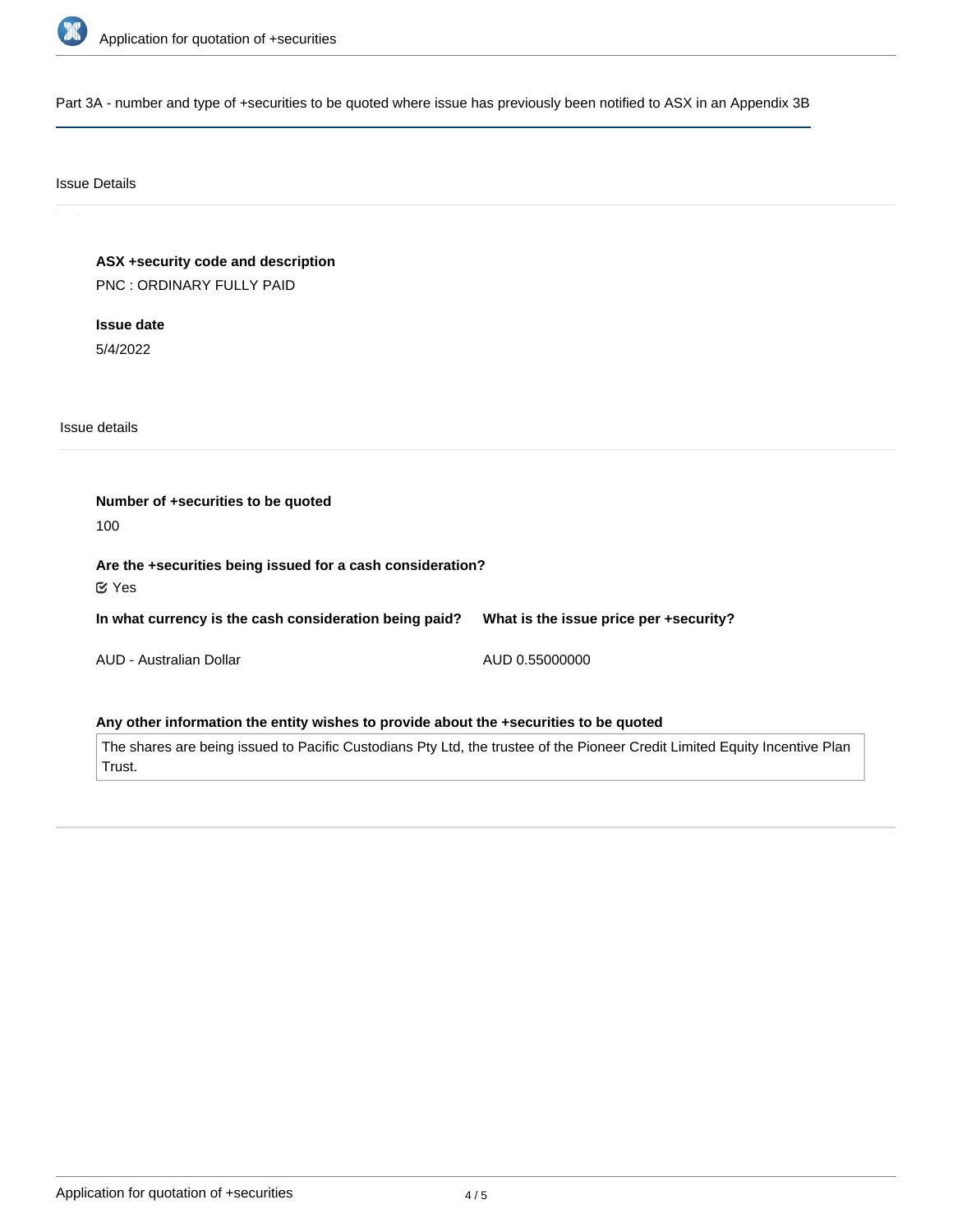## Part 3A - number and type of +securities to be quoted where issue has previously been notified to ASX in an Appendix 3B

### Issue Details

**ASX +security code and description**

PNC : ORDINARY FULLY PAID

**Issue date**

5/4/2022

### Issue details

**Number of +securities to be quoted**

100

**Are the +securities being issued for a cash consideration?**

☑ Yes

| In what currency is the cash consideration being paid? | What is the issue price per +security? |
| --- | --- |
| AUD - Australian Dollar | AUD 0.55000000 |

**Any other information the entity wishes to provide about the +securities to be quoted**

The shares are being issued to Pacific Custodians Pty Ltd, the trustee of the Pioneer Credit Limited Equity Incentive Plan Trust.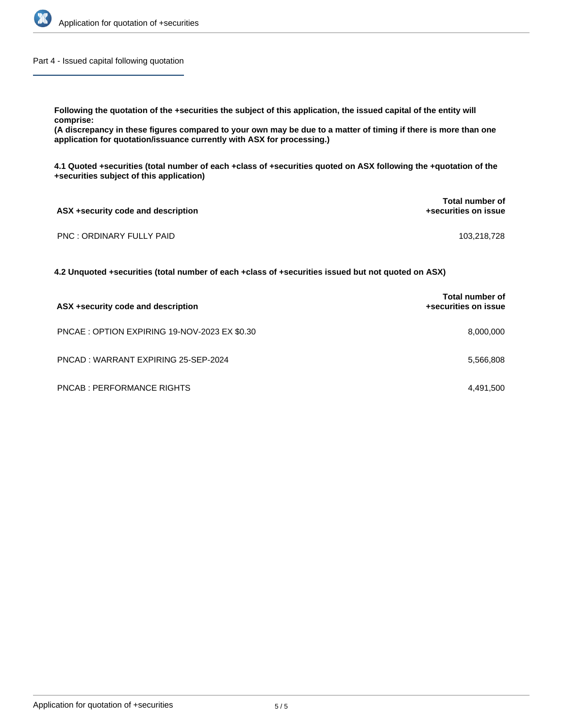## Part 4 - Issued capital following quotation

**Following the quotation of the +securities the subject of this application, the issued capital of the entity will comprise:**
**(A discrepancy in these figures compared to your own may be due to a matter of timing if there is more than one application for quotation/issuance currently with ASX for processing.)**

**4.1 Quoted +securities (total number of each +class of +securities quoted on ASX following the +quotation of the +securities subject of this application)**

| ASX +security code and description | Total number of +securities on issue |
| --- | --- |
| PNC : ORDINARY FULLY PAID | 103,218,728 |

**4.2 Unquoted +securities (total number of each +class of +securities issued but not quoted on ASX)**

| ASX +security code and description | Total number of +securities on issue |
| --- | --- |
| PNCAE : OPTION EXPIRING 19-NOV-2023 EX $0.30 | 8,000,000 |
| PNCAD : WARRANT EXPIRING 25-SEP-2024 | 5,566,808 |
| PNCAB : PERFORMANCE RIGHTS | 4,491,500 |